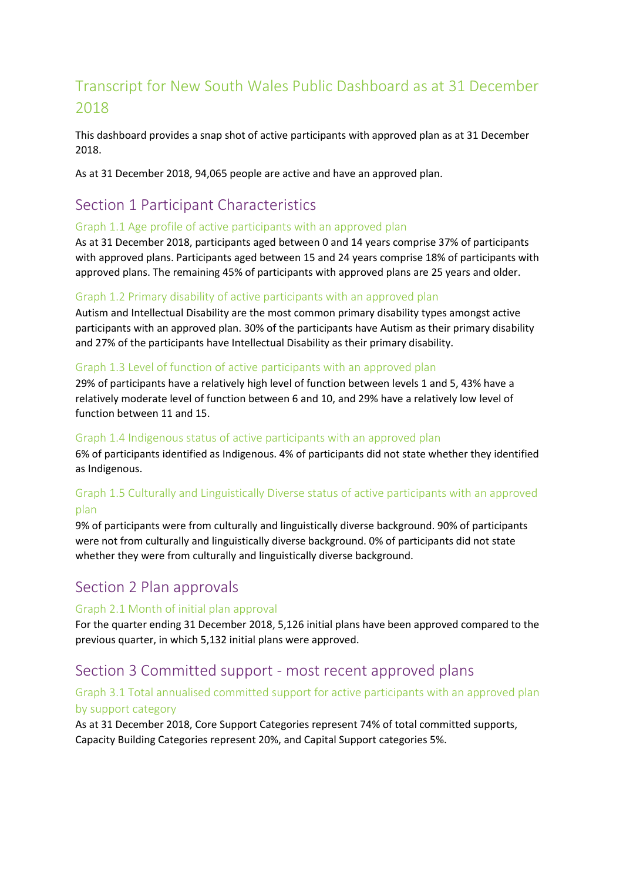# Transcript for New South Wales Public Dashboard as at 31 December 2018

This dashboard provides a snap shot of active participants with approved plan as at 31 December 2018.

As at 31 December 2018, 94,065 people are active and have an approved plan.

## Section 1 Participant Characteristics

### Graph 1.1 Age profile of active participants with an approved plan

As at 31 December 2018, participants aged between 0 and 14 years comprise 37% of participants with approved plans. Participants aged between 15 and 24 years comprise 18% of participants with approved plans. The remaining 45% of participants with approved plans are 25 years and older.

### Graph 1.2 Primary disability of active participants with an approved plan

Autism and Intellectual Disability are the most common primary disability types amongst active participants with an approved plan. 30% of the participants have Autism as their primary disability and 27% of the participants have Intellectual Disability as their primary disability.

### Graph 1.3 Level of function of active participants with an approved plan

29% of participants have a relatively high level of function between levels 1 and 5, 43% have a relatively moderate level of function between 6 and 10, and 29% have a relatively low level of function between 11 and 15.

### Graph 1.4 Indigenous status of active participants with an approved plan

6% of participants identified as Indigenous. 4% of participants did not state whether they identified as Indigenous.

### Graph 1.5 Culturally and Linguistically Diverse status of active participants with an approved plan

9% of participants were from culturally and linguistically diverse background. 90% of participants were not from culturally and linguistically diverse background. 0% of participants did not state whether they were from culturally and linguistically diverse background.

## Section 2 Plan approvals

### Graph 2.1 Month of initial plan approval

For the quarter ending 31 December 2018, 5,126 initial plans have been approved compared to the previous quarter, in which 5,132 initial plans were approved.

## Section 3 Committed support - most recent approved plans

### Graph 3.1 Total annualised committed support for active participants with an approved plan by support category

As at 31 December 2018, Core Support Categories represent 74% of total committed supports, Capacity Building Categories represent 20%, and Capital Support categories 5%.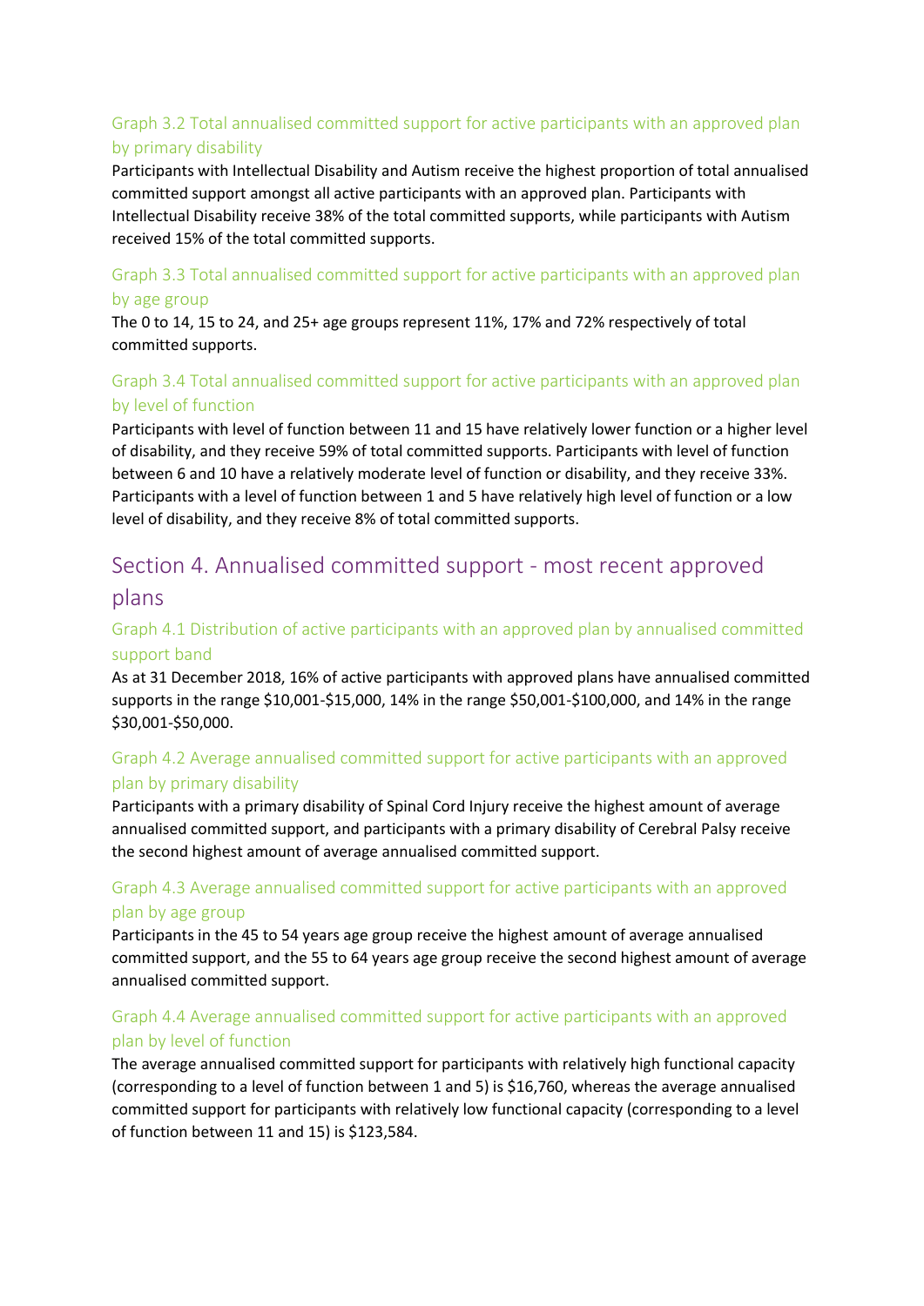### Graph 3.2 Total annualised committed support for active participants with an approved plan by primary disability

Participants with Intellectual Disability and Autism receive the highest proportion of total annualised committed support amongst all active participants with an approved plan. Participants with Intellectual Disability receive 38% of the total committed supports, while participants with Autism received 15% of the total committed supports.

### Graph 3.3 Total annualised committed support for active participants with an approved plan by age group

The 0 to 14, 15 to 24, and 25+ age groups represent 11%, 17% and 72% respectively of total committed supports.

### Graph 3.4 Total annualised committed support for active participants with an approved plan by level of function

Participants with level of function between 11 and 15 have relatively lower function or a higher level of disability, and they receive 59% of total committed supports. Participants with level of function between 6 and 10 have a relatively moderate level of function or disability, and they receive 33%. Participants with a level of function between 1 and 5 have relatively high level of function or a low level of disability, and they receive 8% of total committed supports.

## Section 4. Annualised committed support - most recent approved plans

### Graph 4.1 Distribution of active participants with an approved plan by annualised committed support band

As at 31 December 2018, 16% of active participants with approved plans have annualised committed supports in the range $10,001-$15,000, 14% in the range $50,001-$100,000, and 14% in the range $30,001-$50,000.

### Graph 4.2 Average annualised committed support for active participants with an approved plan by primary disability

Participants with a primary disability of Spinal Cord Injury receive the highest amount of average annualised committed support, and participants with a primary disability of Cerebral Palsy receive the second highest amount of average annualised committed support.

### Graph 4.3 Average annualised committed support for active participants with an approved plan by age group

Participants in the 45 to 54 years age group receive the highest amount of average annualised committed support, and the 55 to 64 years age group receive the second highest amount of average annualised committed support.

### Graph 4.4 Average annualised committed support for active participants with an approved plan by level of function

The average annualised committed support for participants with relatively high functional capacity (corresponding to a level of function between 1 and 5) is $16,760, whereas the average annualised committed support for participants with relatively low functional capacity (corresponding to a level of function between 11 and 15) is $123,584.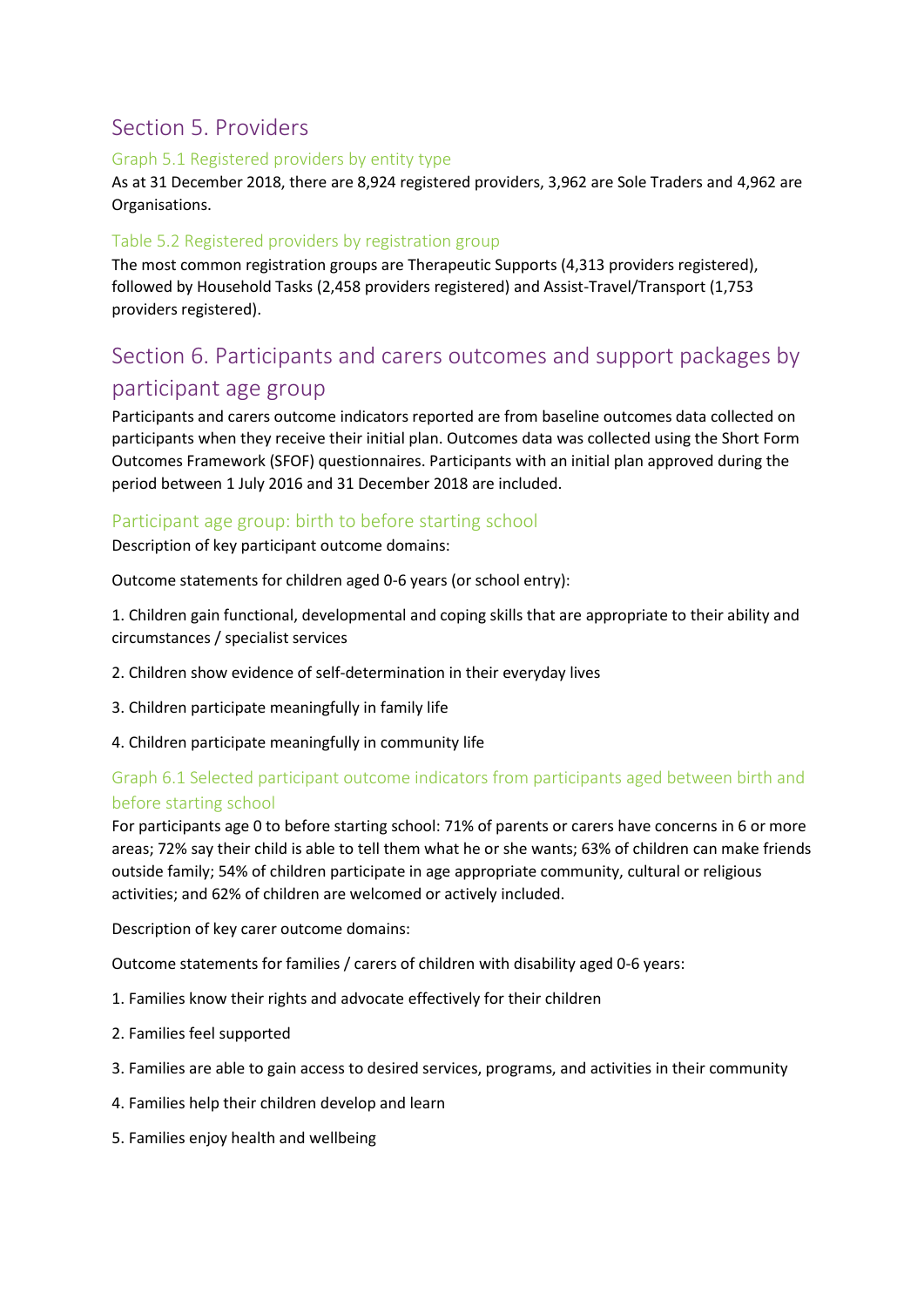## Section 5. Providers

### Graph 5.1 Registered providers by entity type

As at 31 December 2018, there are 8,924 registered providers, 3,962 are Sole Traders and 4,962 are Organisations.

### Table 5.2 Registered providers by registration group

The most common registration groups are Therapeutic Supports (4,313 providers registered), followed by Household Tasks (2,458 providers registered) and Assist-Travel/Transport (1,753 providers registered).

## Section 6. Participants and carers outcomes and support packages by participant age group

Participants and carers outcome indicators reported are from baseline outcomes data collected on participants when they receive their initial plan. Outcomes data was collected using the Short Form Outcomes Framework (SFOF) questionnaires. Participants with an initial plan approved during the period between 1 July 2016 and 31 December 2018 are included.

### Participant age group: birth to before starting school

Description of key participant outcome domains:

Outcome statements for children aged 0-6 years (or school entry):

1. Children gain functional, developmental and coping skills that are appropriate to their ability and circumstances / specialist services
2. Children show evidence of self-determination in their everyday lives
3. Children participate meaningfully in family life
4. Children participate meaningfully in community life

### Graph 6.1 Selected participant outcome indicators from participants aged between birth and before starting school

For participants age 0 to before starting school: 71% of parents or carers have concerns in 6 or more areas; 72% say their child is able to tell them what he or she wants; 63% of children can make friends outside family; 54% of children participate in age appropriate community, cultural or religious activities; and 62% of children are welcomed or actively included.

Description of key carer outcome domains:

Outcome statements for families / carers of children with disability aged 0-6 years:

1. Families know their rights and advocate effectively for their children
2. Families feel supported
3. Families are able to gain access to desired services, programs, and activities in their community
4. Families help their children develop and learn
5. Families enjoy health and wellbeing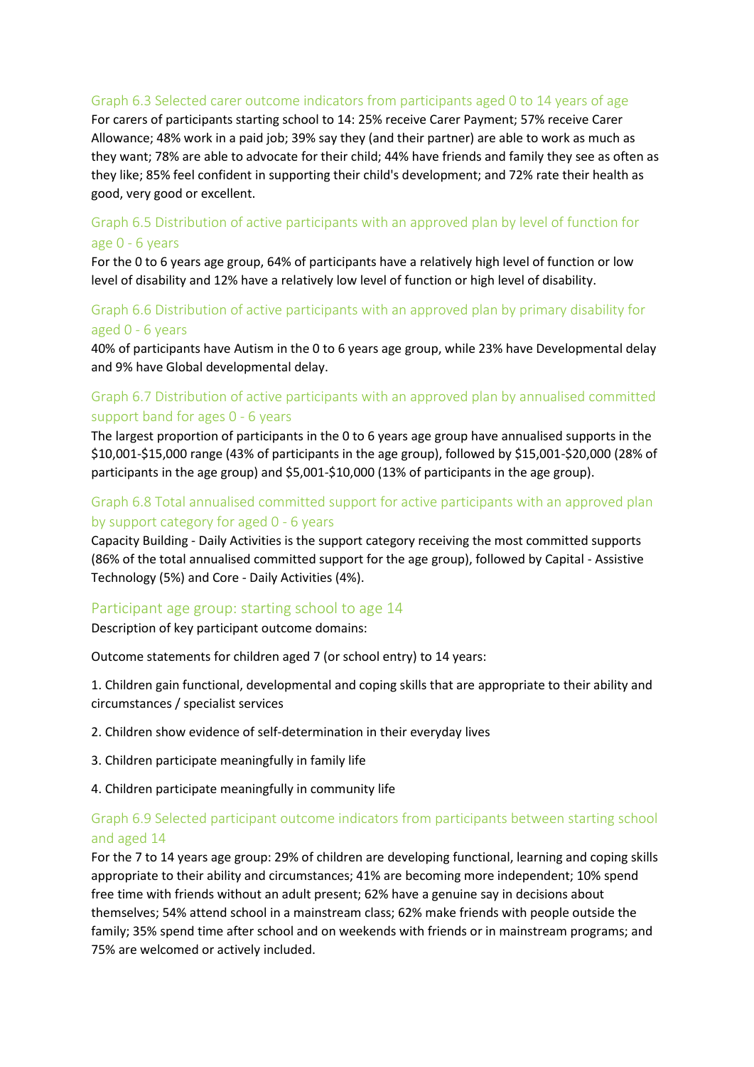### Graph 6.3 Selected carer outcome indicators from participants aged 0 to 14 years of age

For carers of participants starting school to 14: 25% receive Carer Payment; 57% receive Carer Allowance; 48% work in a paid job; 39% say they (and their partner) are able to work as much as they want; 78% are able to advocate for their child; 44% have friends and family they see as often as they like; 85% feel confident in supporting their child's development; and 72% rate their health as good, very good or excellent.

### Graph 6.5 Distribution of active participants with an approved plan by level of function for age 0 - 6 years

For the 0 to 6 years age group, 64% of participants have a relatively high level of function or low level of disability and 12% have a relatively low level of function or high level of disability.

### Graph 6.6 Distribution of active participants with an approved plan by primary disability for aged 0 - 6 years

40% of participants have Autism in the 0 to 6 years age group, while 23% have Developmental delay and 9% have Global developmental delay.

### Graph 6.7 Distribution of active participants with an approved plan by annualised committed support band for ages 0 - 6 years

The largest proportion of participants in the 0 to 6 years age group have annualised supports in the $10,001-$15,000 range (43% of participants in the age group), followed by $15,001-$20,000 (28% of participants in the age group) and $5,001-$10,000 (13% of participants in the age group).

### Graph 6.8 Total annualised committed support for active participants with an approved plan by support category for aged 0 - 6 years

Capacity Building - Daily Activities is the support category receiving the most committed supports (86% of the total annualised committed support for the age group), followed by Capital - Assistive Technology (5%) and Core - Daily Activities (4%).

## Participant age group: starting school to age 14

Description of key participant outcome domains:

Outcome statements for children aged 7 (or school entry) to 14 years:

1. Children gain functional, developmental and coping skills that are appropriate to their ability and circumstances / specialist services

2. Children show evidence of self-determination in their everyday lives

3. Children participate meaningfully in family life

4. Children participate meaningfully in community life

### Graph 6.9 Selected participant outcome indicators from participants between starting school and aged 14

For the 7 to 14 years age group: 29% of children are developing functional, learning and coping skills appropriate to their ability and circumstances; 41% are becoming more independent; 10% spend free time with friends without an adult present; 62% have a genuine say in decisions about themselves; 54% attend school in a mainstream class; 62% make friends with people outside the family; 35% spend time after school and on weekends with friends or in mainstream programs; and 75% are welcomed or actively included.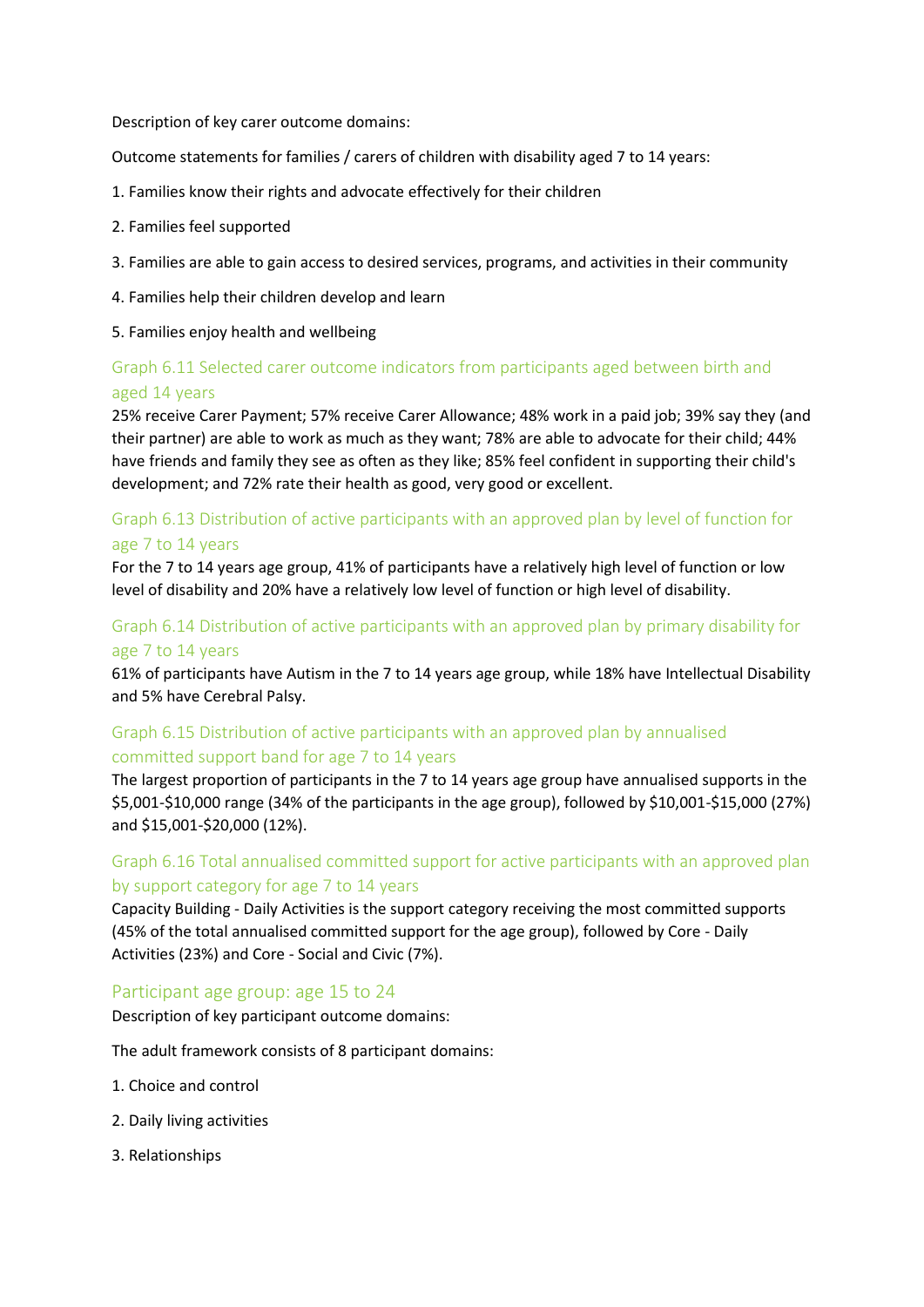Description of key carer outcome domains:

Outcome statements for families / carers of children with disability aged 7 to 14 years:

1. Families know their rights and advocate effectively for their children
2. Families feel supported
3. Families are able to gain access to desired services, programs, and activities in their community
4. Families help their children develop and learn
5. Families enjoy health and wellbeing

### Graph 6.11 Selected carer outcome indicators from participants aged between birth and aged 14 years

25% receive Carer Payment; 57% receive Carer Allowance; 48% work in a paid job; 39% say they (and their partner) are able to work as much as they want; 78% are able to advocate for their child; 44% have friends and family they see as often as they like; 85% feel confident in supporting their child's development; and 72% rate their health as good, very good or excellent.

### Graph 6.13 Distribution of active participants with an approved plan by level of function for age 7 to 14 years

For the 7 to 14 years age group, 41% of participants have a relatively high level of function or low level of disability and 20% have a relatively low level of function or high level of disability.

### Graph 6.14 Distribution of active participants with an approved plan by primary disability for age 7 to 14 years

61% of participants have Autism in the 7 to 14 years age group, while 18% have Intellectual Disability and 5% have Cerebral Palsy.

### Graph 6.15 Distribution of active participants with an approved plan by annualised committed support band for age 7 to 14 years

The largest proportion of participants in the 7 to 14 years age group have annualised supports in the $5,001-$10,000 range (34% of the participants in the age group), followed by $10,001-$15,000 (27%) and $15,001-$20,000 (12%).

### Graph 6.16 Total annualised committed support for active participants with an approved plan by support category for age 7 to 14 years

Capacity Building - Daily Activities is the support category receiving the most committed supports (45% of the total annualised committed support for the age group), followed by Core - Daily Activities (23%) and Core - Social and Civic (7%).

## Participant age group: age 15 to 24

Description of key participant outcome domains:

The adult framework consists of 8 participant domains:

1. Choice and control
2. Daily living activities
3. Relationships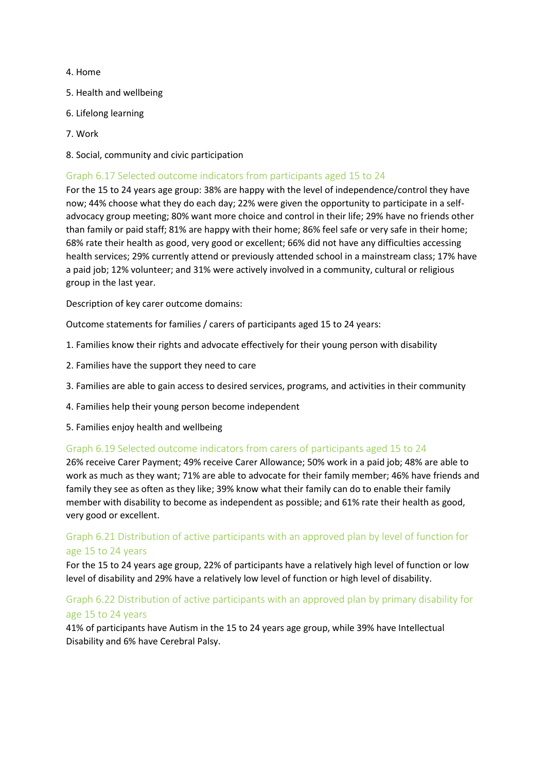4. Home
5. Health and wellbeing
6. Lifelong learning
7. Work
8. Social, community and civic participation

### Graph 6.17 Selected outcome indicators from participants aged 15 to 24

For the 15 to 24 years age group: 38% are happy with the level of independence/control they have now; 44% choose what they do each day; 22% were given the opportunity to participate in a self-advocacy group meeting; 80% want more choice and control in their life; 29% have no friends other than family or paid staff; 81% are happy with their home; 86% feel safe or very safe in their home; 68% rate their health as good, very good or excellent; 66% did not have any difficulties accessing health services; 29% currently attend or previously attended school in a mainstream class; 17% have a paid job; 12% volunteer; and 31% were actively involved in a community, cultural or religious group in the last year.

Description of key carer outcome domains:

Outcome statements for families / carers of participants aged 15 to 24 years:

1. Families know their rights and advocate effectively for their young person with disability
2. Families have the support they need to care
3. Families are able to gain access to desired services, programs, and activities in their community
4. Families help their young person become independent
5. Families enjoy health and wellbeing

### Graph 6.19 Selected outcome indicators from carers of participants aged 15 to 24

26% receive Carer Payment; 49% receive Carer Allowance; 50% work in a paid job; 48% are able to work as much as they want; 71% are able to advocate for their family member; 46% have friends and family they see as often as they like; 39% know what their family can do to enable their family member with disability to become as independent as possible; and 61% rate their health as good, very good or excellent.

### Graph 6.21 Distribution of active participants with an approved plan by level of function for age 15 to 24 years

For the 15 to 24 years age group, 22% of participants have a relatively high level of function or low level of disability and 29% have a relatively low level of function or high level of disability.

### Graph 6.22 Distribution of active participants with an approved plan by primary disability for age 15 to 24 years

41% of participants have Autism in the 15 to 24 years age group, while 39% have Intellectual Disability and 6% have Cerebral Palsy.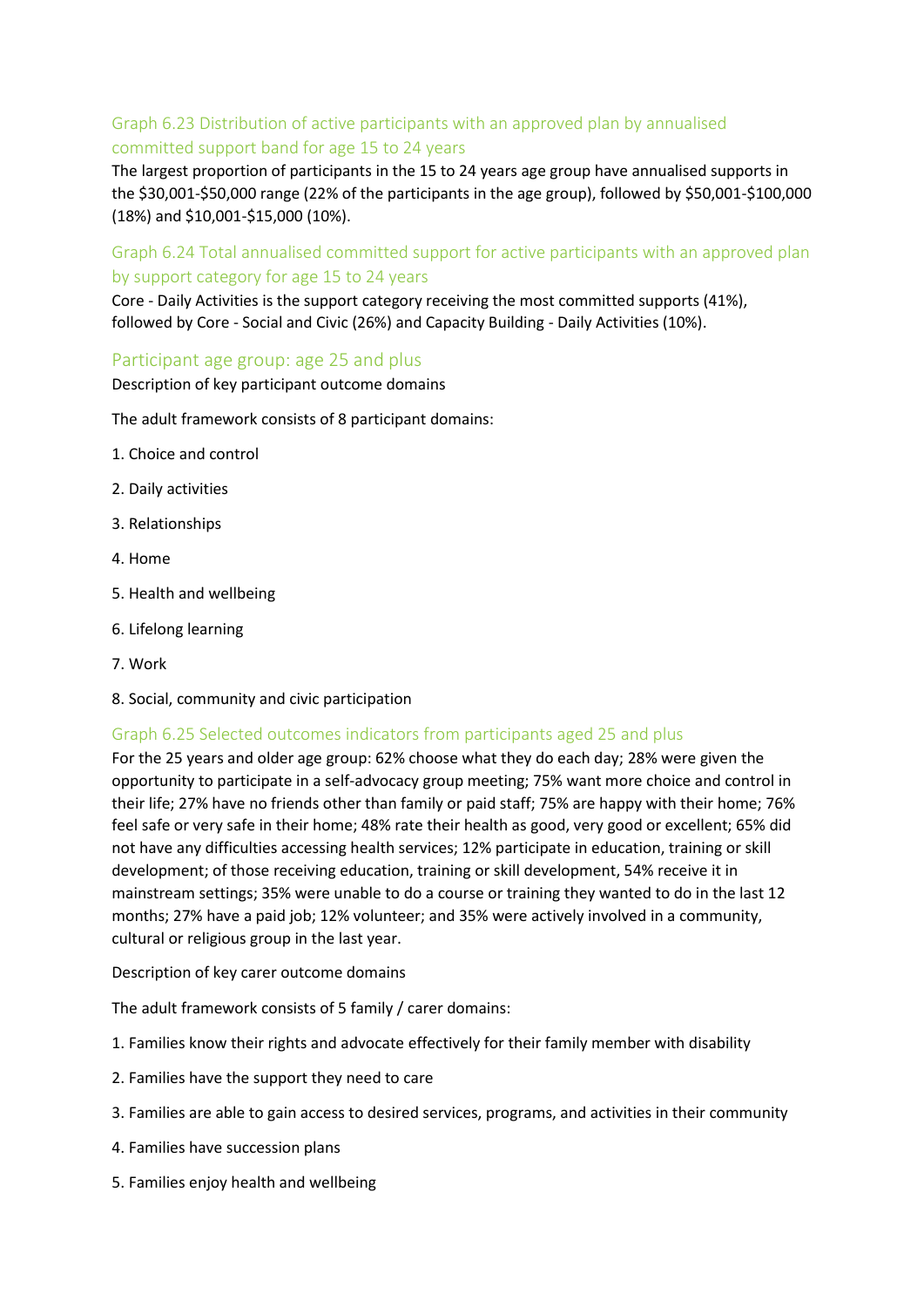### Graph 6.23 Distribution of active participants with an approved plan by annualised committed support band for age 15 to 24 years

The largest proportion of participants in the 15 to 24 years age group have annualised supports in the $30,001-$50,000 range (22% of the participants in the age group), followed by $50,001-$100,000 (18%) and $10,001-$15,000 (10%).

### Graph 6.24 Total annualised committed support for active participants with an approved plan by support category for age 15 to 24 years

Core - Daily Activities is the support category receiving the most committed supports (41%), followed by Core - Social and Civic (26%) and Capacity Building - Daily Activities (10%).

## Participant age group: age 25 and plus

Description of key participant outcome domains

The adult framework consists of 8 participant domains:

1. Choice and control
2. Daily activities
3. Relationships
4. Home
5. Health and wellbeing
6. Lifelong learning
7. Work
8. Social, community and civic participation

### Graph 6.25 Selected outcomes indicators from participants aged 25 and plus

For the 25 years and older age group: 62% choose what they do each day; 28% were given the opportunity to participate in a self-advocacy group meeting; 75% want more choice and control in their life; 27% have no friends other than family or paid staff; 75% are happy with their home; 76% feel safe or very safe in their home; 48% rate their health as good, very good or excellent; 65% did not have any difficulties accessing health services; 12% participate in education, training or skill development; of those receiving education, training or skill development, 54% receive it in mainstream settings; 35% were unable to do a course or training they wanted to do in the last 12 months; 27% have a paid job; 12% volunteer; and 35% were actively involved in a community, cultural or religious group in the last year.

Description of key carer outcome domains

The adult framework consists of 5 family / carer domains:

1. Families know their rights and advocate effectively for their family member with disability
2. Families have the support they need to care
3. Families are able to gain access to desired services, programs, and activities in their community
4. Families have succession plans
5. Families enjoy health and wellbeing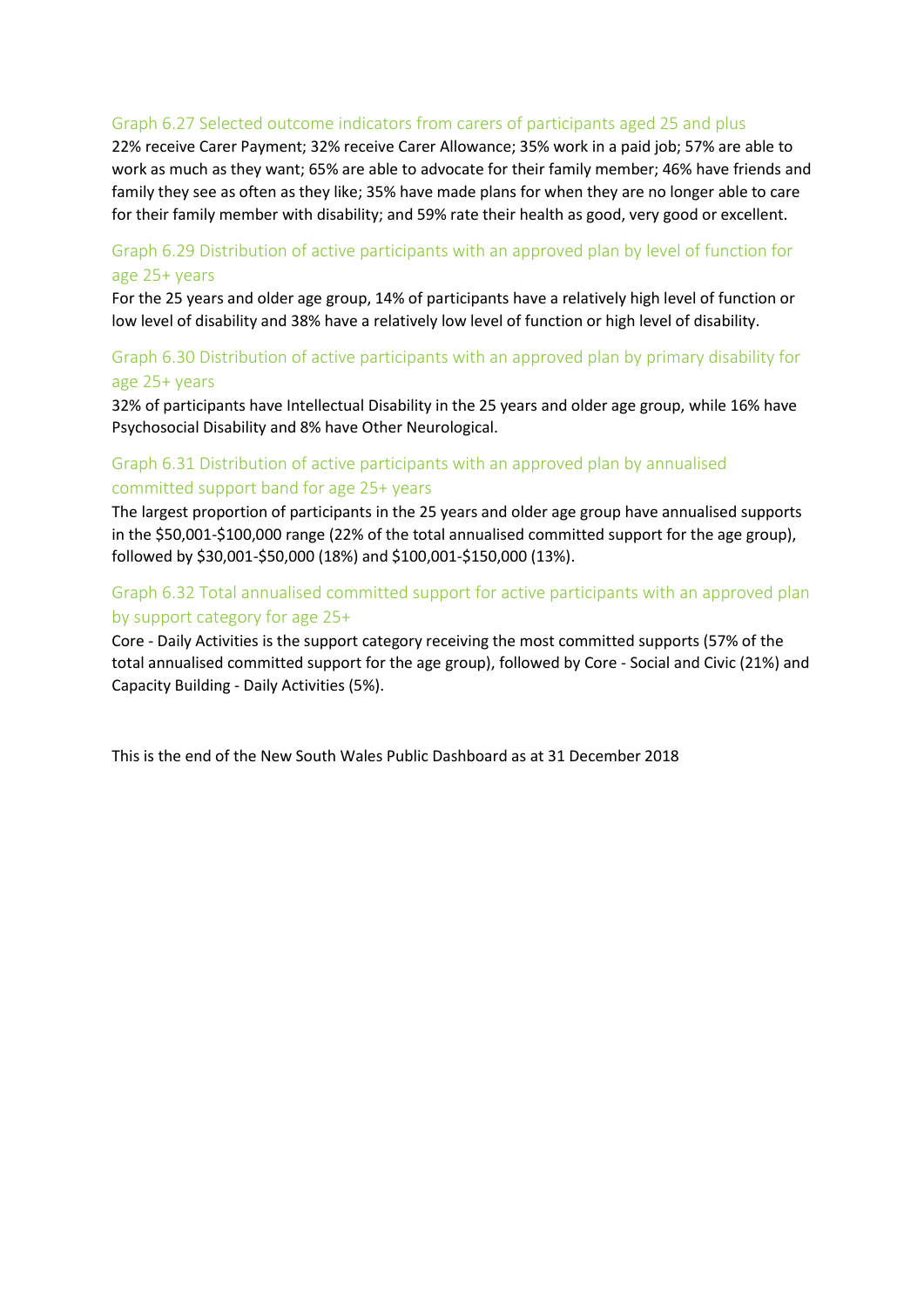### Graph 6.27 Selected outcome indicators from carers of participants aged 25 and plus

22% receive Carer Payment; 32% receive Carer Allowance; 35% work in a paid job; 57% are able to work as much as they want; 65% are able to advocate for their family member; 46% have friends and family they see as often as they like; 35% have made plans for when they are no longer able to care for their family member with disability; and 59% rate their health as good, very good or excellent.

### Graph 6.29 Distribution of active participants with an approved plan by level of function for age 25+ years

For the 25 years and older age group, 14% of participants have a relatively high level of function or low level of disability and 38% have a relatively low level of function or high level of disability.

### Graph 6.30 Distribution of active participants with an approved plan by primary disability for age 25+ years

32% of participants have Intellectual Disability in the 25 years and older age group, while 16% have Psychosocial Disability and 8% have Other Neurological.

### Graph 6.31 Distribution of active participants with an approved plan by annualised committed support band for age 25+ years

The largest proportion of participants in the 25 years and older age group have annualised supports in the $50,001-$100,000 range (22% of the total annualised committed support for the age group), followed by $30,001-$50,000 (18%) and $100,001-$150,000 (13%).

### Graph 6.32 Total annualised committed support for active participants with an approved plan by support category for age 25+

Core - Daily Activities is the support category receiving the most committed supports (57% of the total annualised committed support for the age group), followed by Core - Social and Civic (21%) and Capacity Building - Daily Activities (5%).

This is the end of the New South Wales Public Dashboard as at 31 December 2018